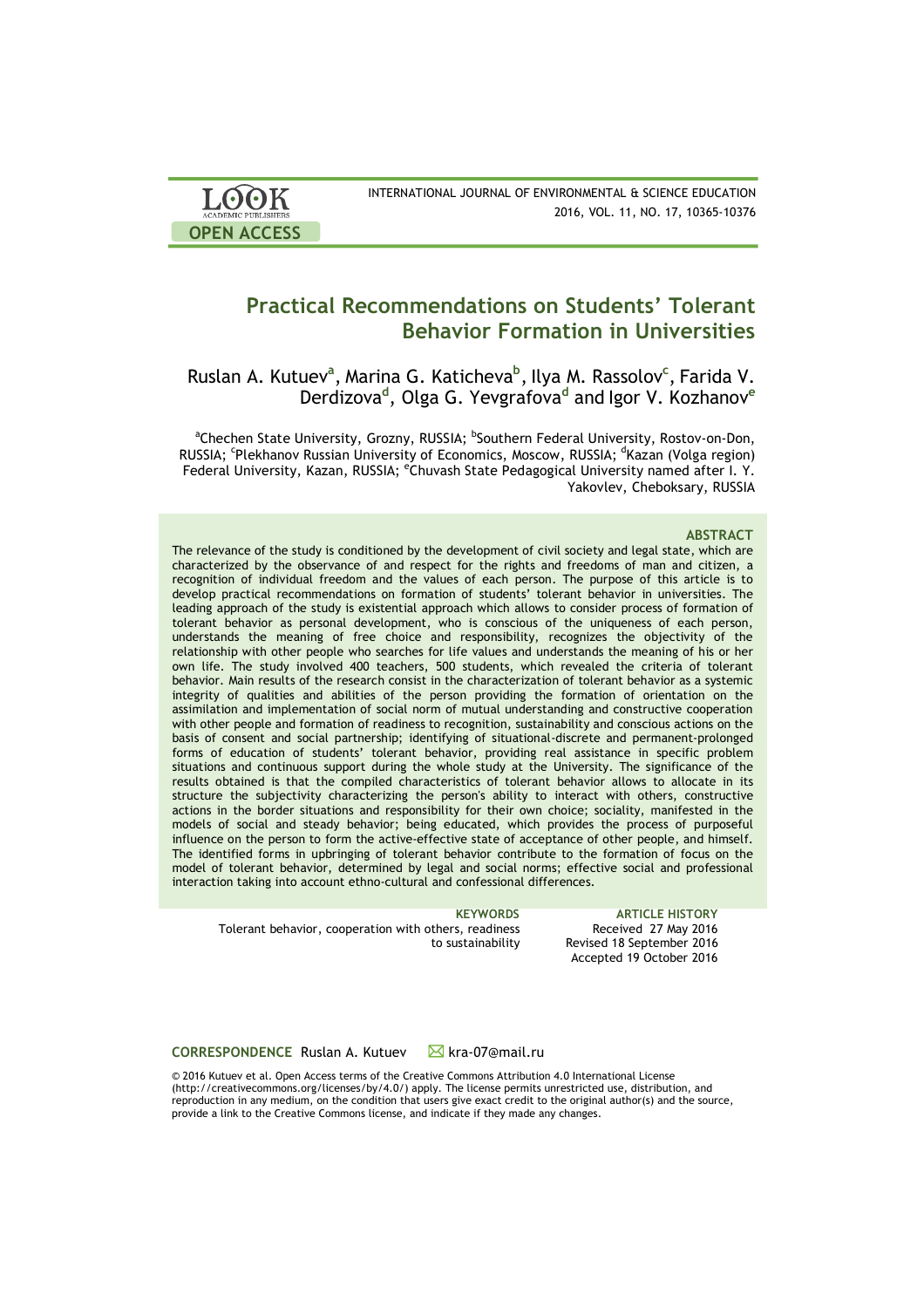OPEN ACCESS

# Practical Recommendations on Students' Tolerant Behavior Formation in Universities

Ruslan A. Kutuev[a], Marina G. Katicheva[b], Ilya M. Rassolov[c], Farida V. Derdizova[d], Olga G. Yevgrafova[d] and Igor V. Kozhanov[e]

[a]Chechen State University, Grozny, RUSSIA; [b]Southern Federal University, Rostov-on-Don, RUSSIA; [c]Plekhanov Russian University of Economics, Moscow, RUSSIA; [d]Kazan (Volga region) Federal University, Kazan, RUSSIA; [e]Chuvash State Pedagogical University named after I. Y. Yakovlev, Cheboksary, RUSSIA

### ABSTRACT

The relevance of the study is conditioned by the development of civil society and legal state, which are characterized by the observance of and respect for the rights and freedoms of man and citizen, a recognition of individual freedom and the values of each person. The purpose of this article is to develop practical recommendations on formation of students' tolerant behavior in universities. The leading approach of the study is existential approach which allows to consider process of formation of tolerant behavior as personal development, who is conscious of the uniqueness of each person, understands the meaning of free choice and responsibility, recognizes the objectivity of the relationship with other people who searches for life values and understands the meaning of his or her own life. The study involved 400 teachers, 500 students, which revealed the criteria of tolerant behavior. Main results of the research consist in the characterization of tolerant behavior as a systemic integrity of qualities and abilities of the person providing the formation of orientation on the assimilation and implementation of social norm of mutual understanding and constructive cooperation with other people and formation of readiness to recognition, sustainability and conscious actions on the basis of consent and social partnership; identifying of situational-discrete and permanent-prolonged forms of education of students' tolerant behavior, providing real assistance in specific problem situations and continuous support during the whole study at the University. The significance of the results obtained is that the compiled characteristics of tolerant behavior allows to allocate in its structure the subjectivity characterizing the person's ability to interact with others, constructive actions in the border situations and responsibility for their own choice; sociality, manifested in the models of social and steady behavior; being educated, which provides the process of purposeful influence on the person to form the active-effective state of acceptance of other people, and himself. The identified forms in upbringing of tolerant behavior contribute to the formation of focus on the model of tolerant behavior, determined by legal and social norms; effective social and professional interaction taking into account ethno-cultural and confessional differences.

**KEYWORDS**
Tolerant behavior, cooperation with others, readiness to sustainability

**ARTICLE HISTORY**
Received 27 May 2016
Revised 18 September 2016
Accepted 19 October 2016

**CORRESPONDENCE** Ruslan A. Kutuev ✉ kra-07@mail.ru

© 2016 Kutuev et al. Open Access terms of the Creative Commons Attribution 4.0 International License (http://creativecommons.org/licenses/by/4.0/) apply. The license permits unrestricted use, distribution, and reproduction in any medium, on the condition that users give exact credit to the original author(s) and the source, provide a link to the Creative Commons license, and indicate if they made any changes.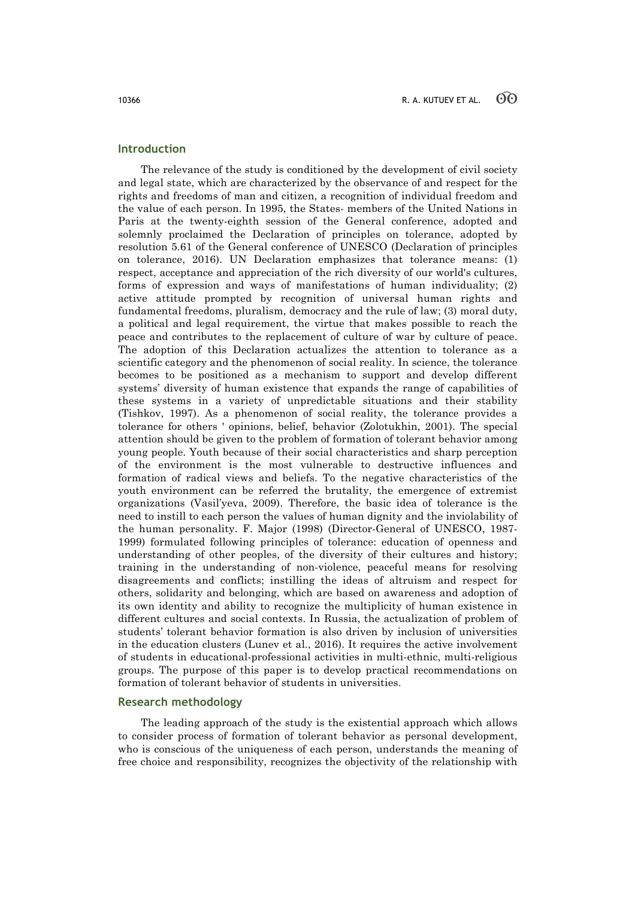## Introduction

The relevance of the study is conditioned by the development of civil society and legal state, which are characterized by the observance of and respect for the rights and freedoms of man and citizen, a recognition of individual freedom and the value of each person. In 1995, the States- members of the United Nations in Paris at the twenty-eighth session of the General conference, adopted and solemnly proclaimed the Declaration of principles on tolerance, adopted by resolution 5.61 of the General conference of UNESCO (Declaration of principles on tolerance, 2016). UN Declaration emphasizes that tolerance means: (1) respect, acceptance and appreciation of the rich diversity of our world's cultures, forms of expression and ways of manifestations of human individuality; (2) active attitude prompted by recognition of universal human rights and fundamental freedoms, pluralism, democracy and the rule of law; (3) moral duty, a political and legal requirement, the virtue that makes possible to reach the peace and contributes to the replacement of culture of war by culture of peace. The adoption of this Declaration actualizes the attention to tolerance as a scientific category and the phenomenon of social reality. In science, the tolerance becomes to be positioned as a mechanism to support and develop different systems' diversity of human existence that expands the range of capabilities of these systems in a variety of unpredictable situations and their stability (Tishkov, 1997). As a phenomenon of social reality, the tolerance provides a tolerance for others ' opinions, belief, behavior (Zolotukhin, 2001). The special attention should be given to the problem of formation of tolerant behavior among young people. Youth because of their social characteristics and sharp perception of the environment is the most vulnerable to destructive influences and formation of radical views and beliefs. To the negative characteristics of the youth environment can be referred the brutality, the emergence of extremist organizations (Vasil'yeva, 2009). Therefore, the basic idea of tolerance is the need to instill to each person the values of human dignity and the inviolability of the human personality. F. Major (1998) (Director-General of UNESCO, 1987-1999) formulated following principles of tolerance: education of openness and understanding of other peoples, of the diversity of their cultures and history; training in the understanding of non-violence, peaceful means for resolving disagreements and conflicts; instilling the ideas of altruism and respect for others, solidarity and belonging, which are based on awareness and adoption of its own identity and ability to recognize the multiplicity of human existence in different cultures and social contexts. In Russia, the actualization of problem of students' tolerant behavior formation is also driven by inclusion of universities in the education clusters (Lunev et al., 2016). It requires the active involvement of students in educational-professional activities in multi-ethnic, multi-religious groups. The purpose of this paper is to develop practical recommendations on formation of tolerant behavior of students in universities.

## Research methodology

The leading approach of the study is the existential approach which allows to consider process of formation of tolerant behavior as personal development, who is conscious of the uniqueness of each person, understands the meaning of free choice and responsibility, recognizes the objectivity of the relationship with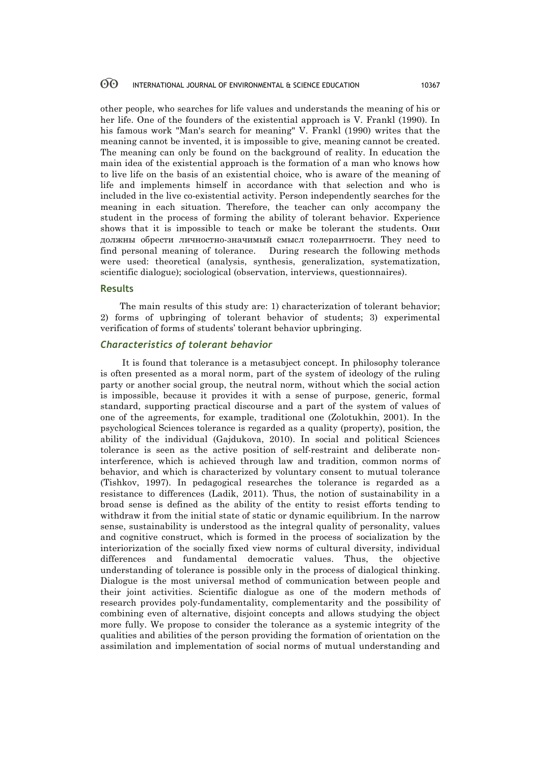other people, who searches for life values and understands the meaning of his or her life. One of the founders of the existential approach is V. Frankl (1990). In his famous work "Man's search for meaning" V. Frankl (1990) writes that the meaning cannot be invented, it is impossible to give, meaning cannot be created. The meaning can only be found on the background of reality. In education the main idea of the existential approach is the formation of a man who knows how to live life on the basis of an existential choice, who is aware of the meaning of life and implements himself in accordance with that selection and who is included in the live co-existential activity. Person independently searches for the meaning in each situation. Therefore, the teacher can only accompany the student in the process of forming the ability of tolerant behavior. Experience shows that it is impossible to teach or make be tolerant the students. Они должны обрести личностно-значимый смысл толерантности. They need to find personal meaning of tolerance. During research the following methods were used: theoretical (analysis, synthesis, generalization, systematization, scientific dialogue); sociological (observation, interviews, questionnaires).

## Results

The main results of this study are: 1) characterization of tolerant behavior; 2) forms of upbringing of tolerant behavior of students; 3) experimental verification of forms of students' tolerant behavior upbringing.

### *Characteristics of tolerant behavior*

It is found that tolerance is a metasubject concept. In philosophy tolerance is often presented as a moral norm, part of the system of ideology of the ruling party or another social group, the neutral norm, without which the social action is impossible, because it provides it with a sense of purpose, generic, formal standard, supporting practical discourse and a part of the system of values of one of the agreements, for example, traditional one (Zolotukhin, 2001). In the psychological Sciences tolerance is regarded as a quality (property), position, the ability of the individual (Gajdukova, 2010). In social and political Sciences tolerance is seen as the active position of self-restraint and deliberate non-interference, which is achieved through law and tradition, common norms of behavior, and which is characterized by voluntary consent to mutual tolerance (Tishkov, 1997). In pedagogical researches the tolerance is regarded as a resistance to differences (Ladik, 2011). Thus, the notion of sustainability in a broad sense is defined as the ability of the entity to resist efforts tending to withdraw it from the initial state of static or dynamic equilibrium. In the narrow sense, sustainability is understood as the integral quality of personality, values and cognitive construct, which is formed in the process of socialization by the interiorization of the socially fixed view norms of cultural diversity, individual differences and fundamental democratic values. Thus, the objective understanding of tolerance is possible only in the process of dialogical thinking. Dialogue is the most universal method of communication between people and their joint activities. Scientific dialogue as one of the modern methods of research provides poly-fundamentality, complementarity and the possibility of combining even of alternative, disjoint concepts and allows studying the object more fully. We propose to consider the tolerance as a systemic integrity of the qualities and abilities of the person providing the formation of orientation on the assimilation and implementation of social norms of mutual understanding and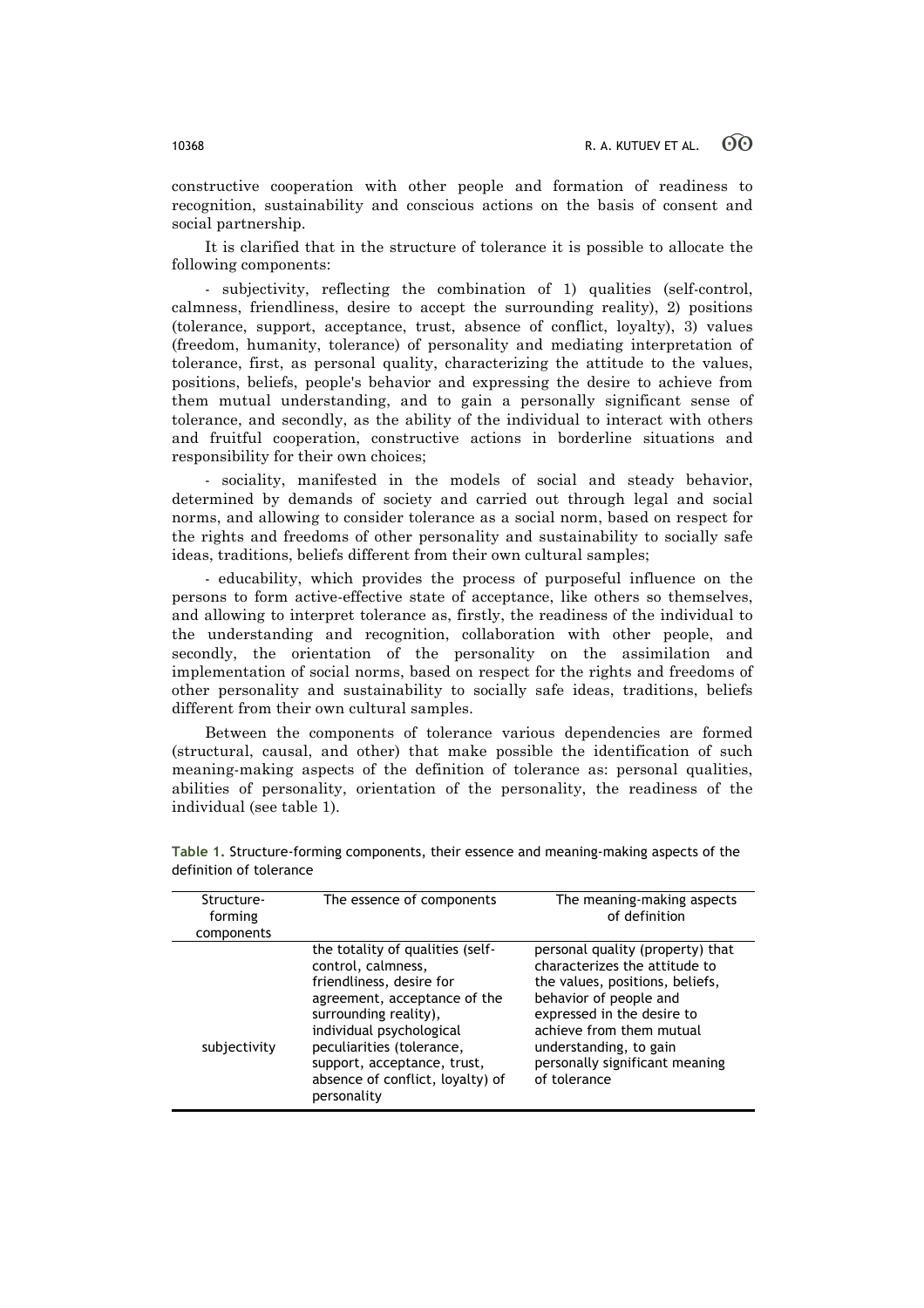constructive cooperation with other people and formation of readiness to recognition, sustainability and conscious actions on the basis of consent and social partnership.

It is clarified that in the structure of tolerance it is possible to allocate the following components:

- subjectivity, reflecting the combination of 1) qualities (self-control, calmness, friendliness, desire to accept the surrounding reality), 2) positions (tolerance, support, acceptance, trust, absence of conflict, loyalty), 3) values (freedom, humanity, tolerance) of personality and mediating interpretation of tolerance, first, as personal quality, characterizing the attitude to the values, positions, beliefs, people's behavior and expressing the desire to achieve from them mutual understanding, and to gain a personally significant sense of tolerance, and secondly, as the ability of the individual to interact with others and fruitful cooperation, constructive actions in borderline situations and responsibility for their own choices;

- sociality, manifested in the models of social and steady behavior, determined by demands of society and carried out through legal and social norms, and allowing to consider tolerance as a social norm, based on respect for the rights and freedoms of other personality and sustainability to socially safe ideas, traditions, beliefs different from their own cultural samples;

- educability, which provides the process of purposeful influence on the persons to form active-effective state of acceptance, like others so themselves, and allowing to interpret tolerance as, firstly, the readiness of the individual to the understanding and recognition, collaboration with other people, and secondly, the orientation of the personality on the assimilation and implementation of social norms, based on respect for the rights and freedoms of other personality and sustainability to socially safe ideas, traditions, beliefs different from their own cultural samples.

Between the components of tolerance various dependencies are formed (structural, causal, and other) that make possible the identification of such meaning-making aspects of the definition of tolerance as: personal qualities, abilities of personality, orientation of the personality, the readiness of the individual (see table 1).

**Table 1.** Structure-forming components, their essence and meaning-making aspects of the definition of tolerance

| Structure-forming components | The essence of components | The meaning-making aspects of definition |
|---|---|---|
| subjectivity | the totality of qualities (self-control, calmness, friendliness, desire for agreement, acceptance of the surrounding reality), individual psychological peculiarities (tolerance, support, acceptance, trust, absence of conflict, loyalty) of personality | personal quality (property) that characterizes the attitude to the values, positions, beliefs, behavior of people and expressed in the desire to achieve from them mutual understanding, to gain personally significant meaning of tolerance |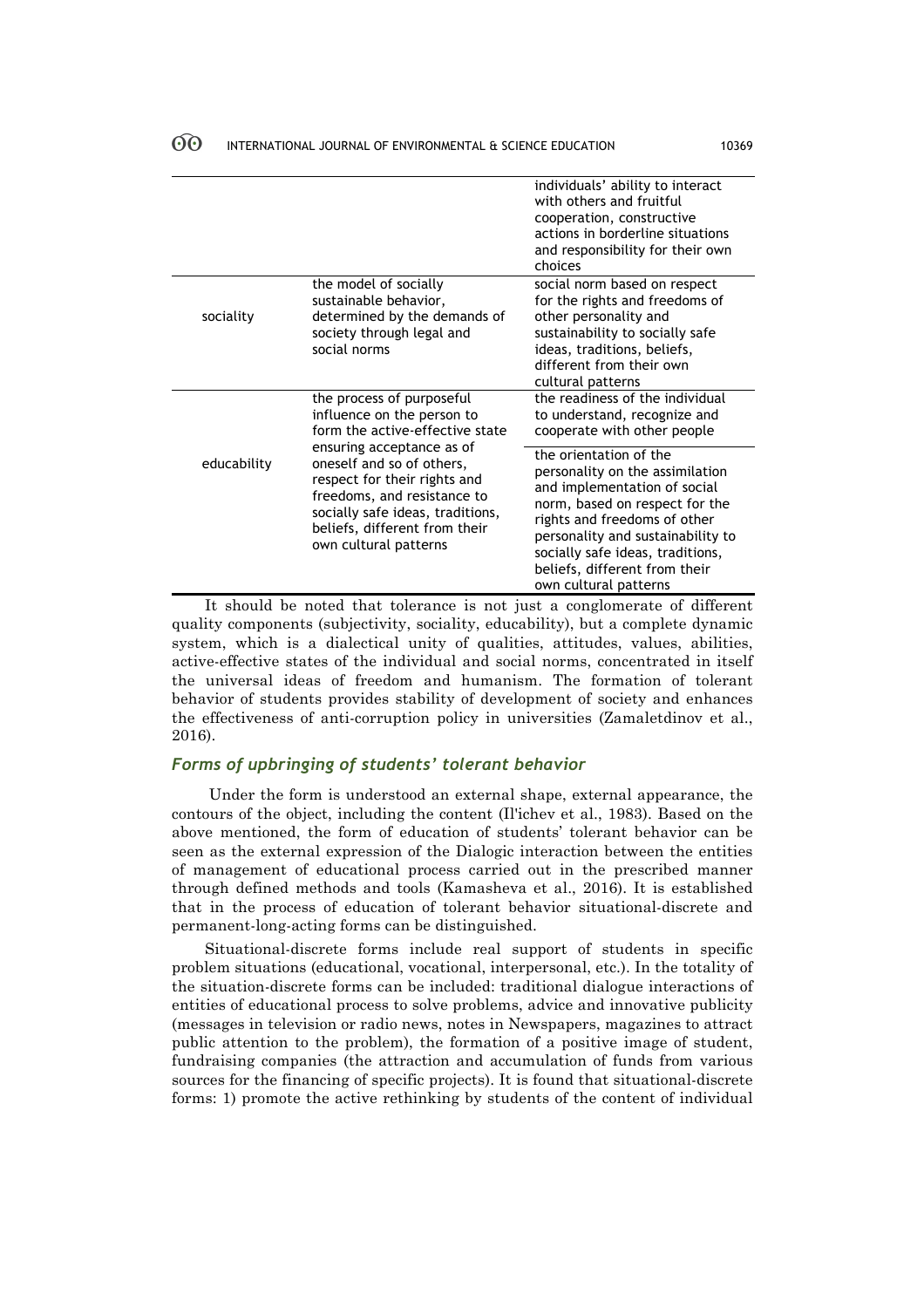| | | |
|---|---|---|
| | | individuals' ability to interact with others and fruitful cooperation, constructive actions in borderline situations and responsibility for their own choices |
| sociality | the model of socially sustainable behavior, determined by the demands of society through legal and social norms | social norm based on respect for the rights and freedoms of other personality and sustainability to socially safe ideas, traditions, beliefs, different from their own cultural patterns |
| educability | the process of purposeful influence on the person to form the active-effective state ensuring acceptance as of oneself and so of others, respect for their rights and freedoms, and resistance to socially safe ideas, traditions, beliefs, different from their own cultural patterns | the readiness of the individual to understand, recognize and cooperate with other people |
| | | the orientation of the personality on the assimilation and implementation of social norm, based on respect for the rights and freedoms of other personality and sustainability to socially safe ideas, traditions, beliefs, different from their own cultural patterns |

It should be noted that tolerance is not just a conglomerate of different quality components (subjectivity, sociality, educability), but a complete dynamic system, which is a dialectical unity of qualities, attitudes, values, abilities, active-effective states of the individual and social norms, concentrated in itself the universal ideas of freedom and humanism. The formation of tolerant behavior of students provides stability of development of society and enhances the effectiveness of anti-corruption policy in universities (Zamaletdinov et al., 2016).

### *Forms of upbringing of students' tolerant behavior*

Under the form is understood an external shape, external appearance, the contours of the object, including the content (Il'ichev et al., 1983). Based on the above mentioned, the form of education of students' tolerant behavior can be seen as the external expression of the Dialogic interaction between the entities of management of educational process carried out in the prescribed manner through defined methods and tools (Kamasheva et al., 2016). It is established that in the process of education of tolerant behavior situational-discrete and permanent-long-acting forms can be distinguished.

Situational-discrete forms include real support of students in specific problem situations (educational, vocational, interpersonal, etc.). In the totality of the situation-discrete forms can be included: traditional dialogue interactions of entities of educational process to solve problems, advice and innovative publicity (messages in television or radio news, notes in Newspapers, magazines to attract public attention to the problem), the formation of a positive image of student, fundraising companies (the attraction and accumulation of funds from various sources for the financing of specific projects). It is found that situational-discrete forms: 1) promote the active rethinking by students of the content of individual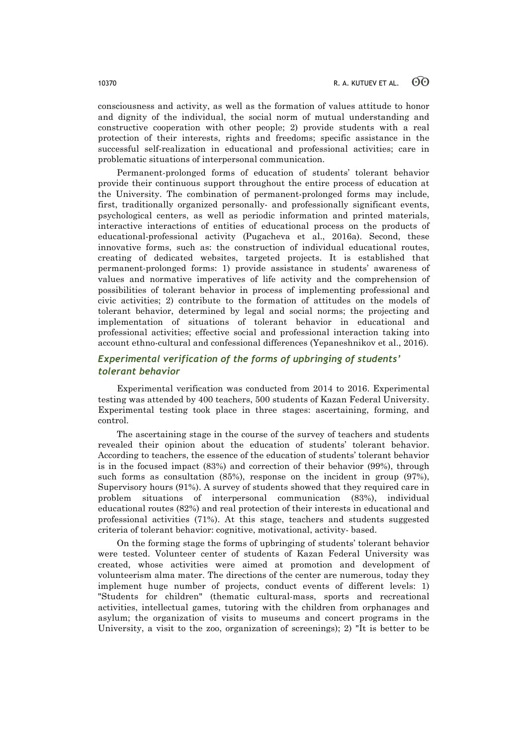consciousness and activity, as well as the formation of values attitude to honor and dignity of the individual, the social norm of mutual understanding and constructive cooperation with other people; 2) provide students with a real protection of their interests, rights and freedoms; specific assistance in the successful self-realization in educational and professional activities; care in problematic situations of interpersonal communication.

Permanent-prolonged forms of education of students' tolerant behavior provide their continuous support throughout the entire process of education at the University. The combination of permanent-prolonged forms may include, first, traditionally organized personally- and professionally significant events, psychological centers, as well as periodic information and printed materials, interactive interactions of entities of educational process on the products of educational-professional activity (Pugacheva et al., 2016a). Second, these innovative forms, such as: the construction of individual educational routes, creating of dedicated websites, targeted projects. It is established that permanent-prolonged forms: 1) provide assistance in students' awareness of values and normative imperatives of life activity and the comprehension of possibilities of tolerant behavior in process of implementing professional and civic activities; 2) contribute to the formation of attitudes on the models of tolerant behavior, determined by legal and social norms; the projecting and implementation of situations of tolerant behavior in educational and professional activities; effective social and professional interaction taking into account ethno-cultural and confessional differences (Yepaneshnikov et al., 2016).

## *Experimental verification of the forms of upbringing of students' tolerant behavior*

Experimental verification was conducted from 2014 to 2016. Experimental testing was attended by 400 teachers, 500 students of Kazan Federal University. Experimental testing took place in three stages: ascertaining, forming, and control.

The ascertaining stage in the course of the survey of teachers and students revealed their opinion about the education of students' tolerant behavior. According to teachers, the essence of the education of students' tolerant behavior is in the focused impact (83%) and correction of their behavior (99%), through such forms as consultation (85%), response on the incident in group (97%), Supervisory hours (91%). A survey of students showed that they required care in problem situations of interpersonal communication (83%), individual educational routes (82%) and real protection of their interests in educational and professional activities (71%). At this stage, teachers and students suggested criteria of tolerant behavior: cognitive, motivational, activity- based.

On the forming stage the forms of upbringing of students' tolerant behavior were tested. Volunteer center of students of Kazan Federal University was created, whose activities were aimed at promotion and development of volunteerism alma mater. The directions of the center are numerous, today they implement huge number of projects, conduct events of different levels: 1) "Students for children" (thematic cultural-mass, sports and recreational activities, intellectual games, tutoring with the children from orphanages and asylum; the organization of visits to museums and concert programs in the University, a visit to the zoo, organization of screenings); 2) "It is better to be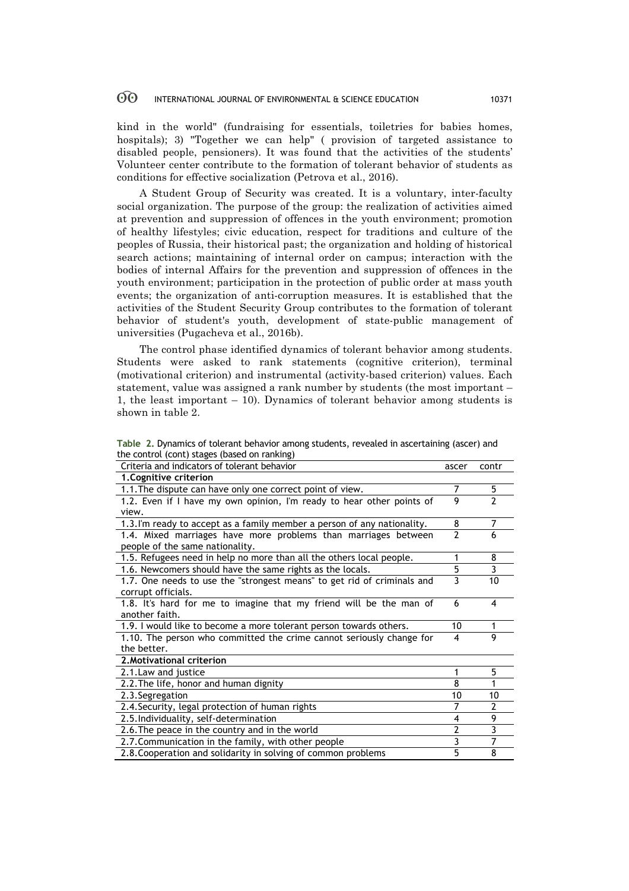kind in the world" (fundraising for essentials, toiletries for babies homes, hospitals); 3) "Together we can help" ( provision of targeted assistance to disabled people, pensioners). It was found that the activities of the students' Volunteer center contribute to the formation of tolerant behavior of students as conditions for effective socialization (Petrova et al., 2016).

A Student Group of Security was created. It is a voluntary, inter-faculty social organization. The purpose of the group: the realization of activities aimed at prevention and suppression of offences in the youth environment; promotion of healthy lifestyles; civic education, respect for traditions and culture of the peoples of Russia, their historical past; the organization and holding of historical search actions; maintaining of internal order on campus; interaction with the bodies of internal Affairs for the prevention and suppression of offences in the youth environment; participation in the protection of public order at mass youth events; the organization of anti-corruption measures. It is established that the activities of the Student Security Group contributes to the formation of tolerant behavior of student's youth, development of state-public management of universities (Pugacheva et al., 2016b).

The control phase identified dynamics of tolerant behavior among students. Students were asked to rank statements (cognitive criterion), terminal (motivational criterion) and instrumental (activity-based criterion) values. Each statement, value was assigned a rank number by students (the most important – 1, the least important – 10). Dynamics of tolerant behavior among students is shown in table 2.

**Table 2.** Dynamics of tolerant behavior among students, revealed in ascertaining (ascer) and the control (cont) stages (based on ranking)

| Criteria and indicators of tolerant behavior | ascer | contr |
|---|---|---|
| **1.Cognitive criterion** | | |
| 1.1.The dispute can have only one correct point of view. | 7 | 5 |
| 1.2. Even if I have my own opinion, I'm ready to hear other points of view. | 9 | 2 |
| 1.3.I'm ready to accept as a family member a person of any nationality. | 8 | 7 |
| 1.4. Mixed marriages have more problems than marriages between people of the same nationality. | 2 | 6 |
| 1.5. Refugees need in help no more than all the others local people. | 1 | 8 |
| 1.6. Newcomers should have the same rights as the locals. | 5 | 3 |
| 1.7. One needs to use the "strongest means" to get rid of criminals and corrupt officials. | 3 | 10 |
| 1.8. It's hard for me to imagine that my friend will be the man of another faith. | 6 | 4 |
| 1.9. I would like to become a more tolerant person towards others. | 10 | 1 |
| 1.10. The person who committed the crime cannot seriously change for the better. | 4 | 9 |
| **2.Motivational criterion** | | |
| 2.1.Law and justice | 1 | 5 |
| 2.2.The life, honor and human dignity | 8 | 1 |
| 2.3.Segregation | 10 | 10 |
| 2.4.Security, legal protection of human rights | 7 | 2 |
| 2.5.Individuality, self-determination | 4 | 9 |
| 2.6.The peace in the country and in the world | 2 | 3 |
| 2.7.Communication in the family, with other people | 3 | 7 |
| 2.8.Cooperation and solidarity in solving of common problems | 5 | 8 |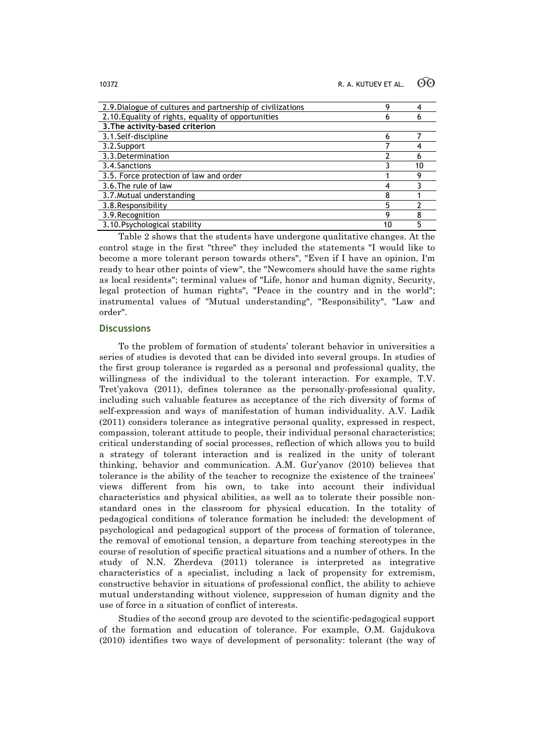| | | |
|---|---|---|
| 2.9. Dialogue of cultures and partnership of civilizations | 9 | 4 |
| 2.10. Equality of rights, equality of opportunities | 6 | 6 |
| **3. The activity-based criterion** | | |
| 3.1. Self-discipline | 6 | 7 |
| 3.2. Support | 7 | 4 |
| 3.3. Determination | 2 | 6 |
| 3.4. Sanctions | 3 | 10 |
| 3.5. Force protection of law and order | 1 | 9 |
| 3.6. The rule of law | 4 | 3 |
| 3.7. Mutual understanding | 8 | 1 |
| 3.8. Responsibility | 5 | 2 |
| 3.9. Recognition | 9 | 8 |
| 3.10. Psychological stability | 10 | 5 |

Table 2 shows that the students have undergone qualitative changes. At the control stage in the first "three" they included the statements "I would like to become a more tolerant person towards others", "Even if I have an opinion, I'm ready to hear other points of view", the "Newcomers should have the same rights as local residents"; terminal values of "Life, honor and human dignity, Security, legal protection of human rights", "Peace in the country and in the world"; instrumental values of "Mutual understanding", "Responsibility", "Law and order".

## Discussions

To the problem of formation of students' tolerant behavior in universities a series of studies is devoted that can be divided into several groups. In studies of the first group tolerance is regarded as a personal and professional quality, the willingness of the individual to the tolerant interaction. For example, T.V. Tret'yakova (2011), defines tolerance as the personally-professional quality, including such valuable features as acceptance of the rich diversity of forms of self-expression and ways of manifestation of human individuality. A.V. Ladik (2011) considers tolerance as integrative personal quality, expressed in respect, compassion, tolerant attitude to people, their individual personal characteristics; critical understanding of social processes, reflection of which allows you to build a strategy of tolerant interaction and is realized in the unity of tolerant thinking, behavior and communication. A.M. Gur'yanov (2010) believes that tolerance is the ability of the teacher to recognize the existence of the trainees' views different from his own, to take into account their individual characteristics and physical abilities, as well as to tolerate their possible non-standard ones in the classroom for physical education. In the totality of pedagogical conditions of tolerance formation he included: the development of psychological and pedagogical support of the process of formation of tolerance, the removal of emotional tension, a departure from teaching stereotypes in the course of resolution of specific practical situations and a number of others. In the study of N.N. Zherdeva (2011) tolerance is interpreted as integrative characteristics of a specialist, including a lack of propensity for extremism, constructive behavior in situations of professional conflict, the ability to achieve mutual understanding without violence, suppression of human dignity and the use of force in a situation of conflict of interests.

Studies of the second group are devoted to the scientific-pedagogical support of the formation and education of tolerance. For example, O.M. Gajdukova (2010) identifies two ways of development of personality: tolerant (the way of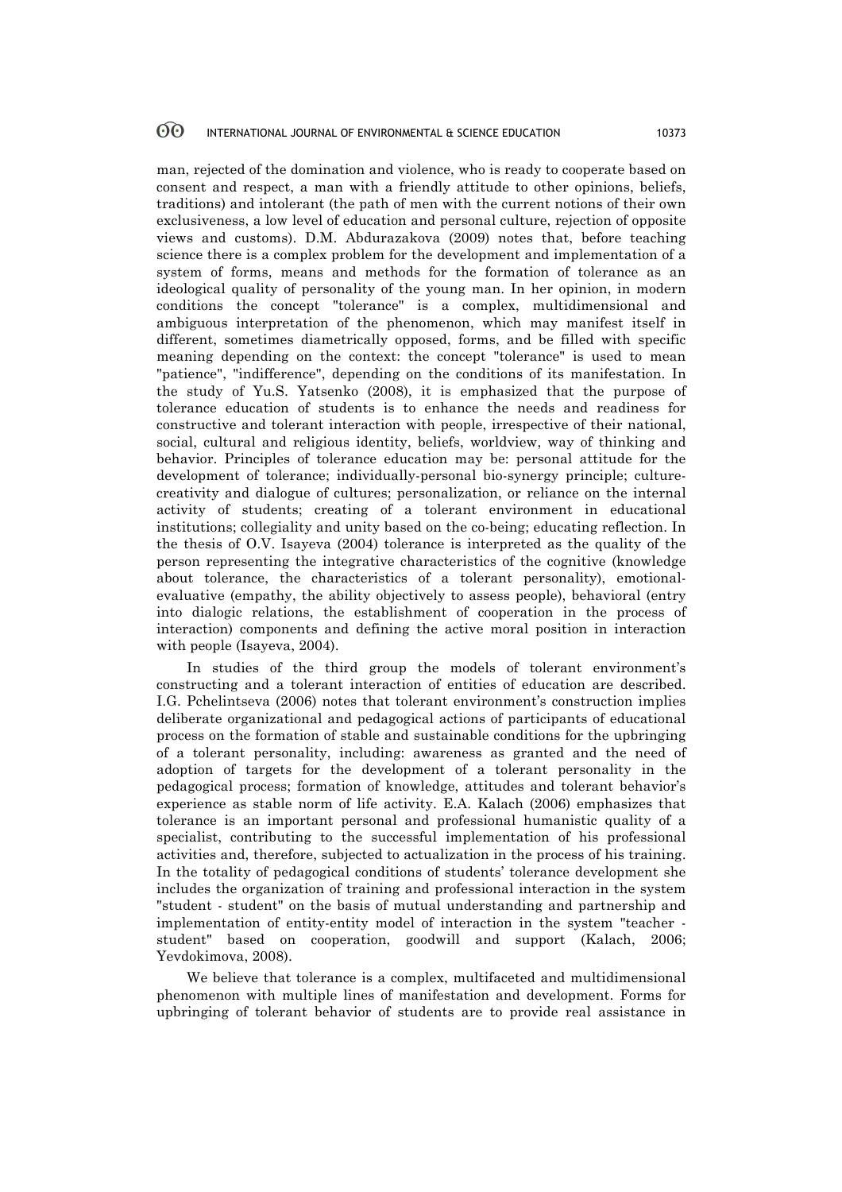man, rejected of the domination and violence, who is ready to cooperate based on consent and respect, a man with a friendly attitude to other opinions, beliefs, traditions) and intolerant (the path of men with the current notions of their own exclusiveness, a low level of education and personal culture, rejection of opposite views and customs). D.M. Abdurazakova (2009) notes that, before teaching science there is a complex problem for the development and implementation of a system of forms, means and methods for the formation of tolerance as an ideological quality of personality of the young man. In her opinion, in modern conditions the concept "tolerance" is a complex, multidimensional and ambiguous interpretation of the phenomenon, which may manifest itself in different, sometimes diametrically opposed, forms, and be filled with specific meaning depending on the context: the concept "tolerance" is used to mean "patience", "indifference", depending on the conditions of its manifestation. In the study of Yu.S. Yatsenko (2008), it is emphasized that the purpose of tolerance education of students is to enhance the needs and readiness for constructive and tolerant interaction with people, irrespective of their national, social, cultural and religious identity, beliefs, worldview, way of thinking and behavior. Principles of tolerance education may be: personal attitude for the development of tolerance; individually-personal bio-synergy principle; culture-creativity and dialogue of cultures; personalization, or reliance on the internal activity of students; creating of a tolerant environment in educational institutions; collegiality and unity based on the co-being; educating reflection. In the thesis of O.V. Isayeva (2004) tolerance is interpreted as the quality of the person representing the integrative characteristics of the cognitive (knowledge about tolerance, the characteristics of a tolerant personality), emotional-evaluative (empathy, the ability objectively to assess people), behavioral (entry into dialogic relations, the establishment of cooperation in the process of interaction) components and defining the active moral position in interaction with people (Isayeva, 2004).

In studies of the third group the models of tolerant environment's constructing and a tolerant interaction of entities of education are described. I.G. Pchelintseva (2006) notes that tolerant environment's construction implies deliberate organizational and pedagogical actions of participants of educational process on the formation of stable and sustainable conditions for the upbringing of a tolerant personality, including: awareness as granted and the need of adoption of targets for the development of a tolerant personality in the pedagogical process; formation of knowledge, attitudes and tolerant behavior's experience as stable norm of life activity. E.A. Kalach (2006) emphasizes that tolerance is an important personal and professional humanistic quality of a specialist, contributing to the successful implementation of his professional activities and, therefore, subjected to actualization in the process of his training. In the totality of pedagogical conditions of students' tolerance development she includes the organization of training and professional interaction in the system "student - student" on the basis of mutual understanding and partnership and implementation of entity-entity model of interaction in the system "teacher - student" based on cooperation, goodwill and support (Kalach, 2006; Yevdokimova, 2008).

We believe that tolerance is a complex, multifaceted and multidimensional phenomenon with multiple lines of manifestation and development. Forms for upbringing of tolerant behavior of students are to provide real assistance in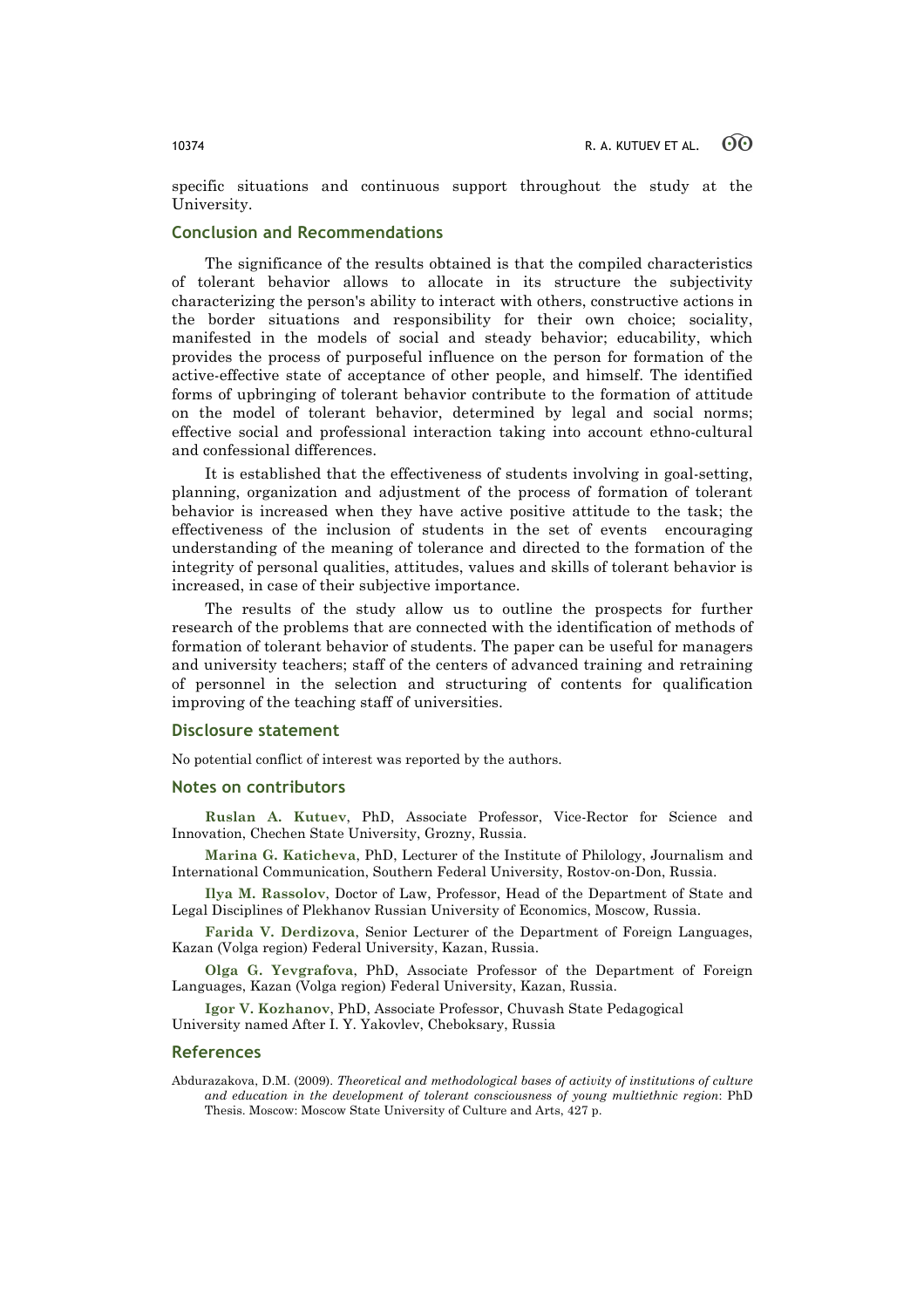specific situations and continuous support throughout the study at the University.

## Conclusion and Recommendations

The significance of the results obtained is that the compiled characteristics of tolerant behavior allows to allocate in its structure the subjectivity characterizing the person's ability to interact with others, constructive actions in the border situations and responsibility for their own choice; sociality, manifested in the models of social and steady behavior; educability, which provides the process of purposeful influence on the person for formation of the active-effective state of acceptance of other people, and himself. The identified forms of upbringing of tolerant behavior contribute to the formation of attitude on the model of tolerant behavior, determined by legal and social norms; effective social and professional interaction taking into account ethno-cultural and confessional differences.

It is established that the effectiveness of students involving in goal-setting, planning, organization and adjustment of the process of formation of tolerant behavior is increased when they have active positive attitude to the task; the effectiveness of the inclusion of students in the set of events encouraging understanding of the meaning of tolerance and directed to the formation of the integrity of personal qualities, attitudes, values and skills of tolerant behavior is increased, in case of their subjective importance.

The results of the study allow us to outline the prospects for further research of the problems that are connected with the identification of methods of formation of tolerant behavior of students. The paper can be useful for managers and university teachers; staff of the centers of advanced training and retraining of personnel in the selection and structuring of contents for qualification improving of the teaching staff of universities.

## Disclosure statement

No potential conflict of interest was reported by the authors.

## Notes on contributors

**Ruslan A. Kutuev**, PhD, Associate Professor, Vice-Rector for Science and Innovation, Chechen State University, Grozny, Russia.

**Marina G. Katicheva**, PhD, Lecturer of the Institute of Philology, Journalism and International Communication, Southern Federal University, Rostov-on-Don, Russia.

**Ilya M. Rassolov**, Doctor of Law, Professor, Head of the Department of State and Legal Disciplines of Plekhanov Russian University of Economics, Moscow, Russia.

**Farida V. Derdizova**, Senior Lecturer of the Department of Foreign Languages, Kazan (Volga region) Federal University, Kazan, Russia.

**Olga G. Yevgrafova**, PhD, Associate Professor of the Department of Foreign Languages, Kazan (Volga region) Federal University, Kazan, Russia.

**Igor V. Kozhanov**, PhD, Associate Professor, Chuvash State Pedagogical University named After I. Y. Yakovlev, Cheboksary, Russia

## References

Abdurazakova, D.M. (2009). *Theoretical and methodological bases of activity of institutions of culture and education in the development of tolerant consciousness of young multiethnic region*: PhD Thesis. Moscow: Moscow State University of Culture and Arts, 427 p.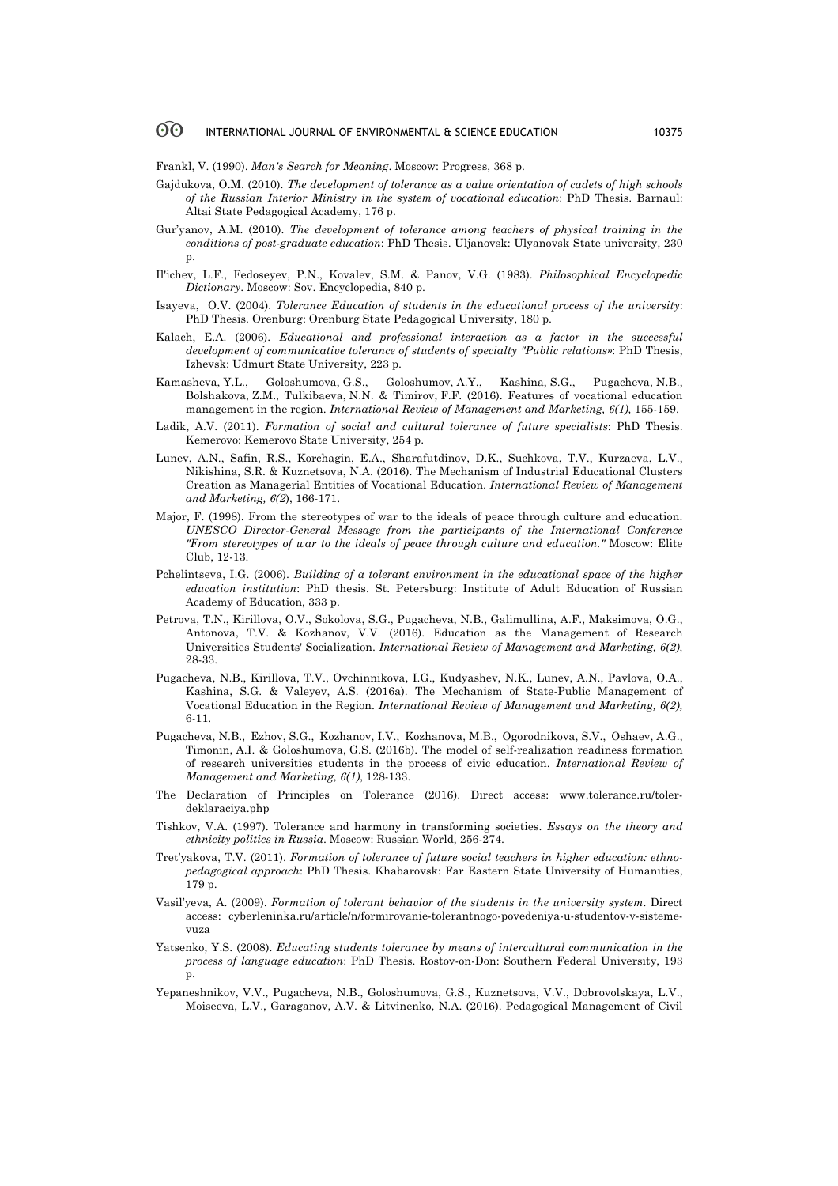Frankl, V. (1990). *Man's Search for Meaning*. Moscow: Progress, 368 p.

Gajdukova, O.M. (2010). *The development of tolerance as a value orientation of cadets of high schools of the Russian Interior Ministry in the system of vocational education*: PhD Thesis. Barnaul: Altai State Pedagogical Academy, 176 p.

Gur'yanov, A.M. (2010). *The development of tolerance among teachers of physical training in the conditions of post-graduate education*: PhD Thesis. Uljanovsk: Ulyanovsk State university, 230 p.

Il'ichev, L.F., Fedoseyev, P.N., Kovalev, S.M. & Panov, V.G. (1983). *Philosophical Encyclopedic Dictionary*. Moscow: Sov. Encyclopedia, 840 p.

Isayeva, O.V. (2004). *Tolerance Education of students in the educational process of the university*: PhD Thesis. Orenburg: Orenburg State Pedagogical University, 180 p.

Kalach, E.A. (2006). *Educational and professional interaction as a factor in the successful development of communicative tolerance of students of specialty "Public relations»*: PhD Thesis, Izhevsk: Udmurt State University, 223 p.

Kamasheva, Y.L., Goloshumova, G.S., Goloshumov, A.Y., Kashina, S.G., Pugacheva, N.B., Bolshakova, Z.M., Tulkibaeva, N.N. & Timirov, F.F. (2016). Features of vocational education management in the region. *International Review of Management and Marketing, 6(1),* 155-159.

Ladik, A.V. (2011). *Formation of social and cultural tolerance of future specialists*: PhD Thesis. Kemerovo: Kemerovo State University, 254 p.

Lunev, A.N., Safin, R.S., Korchagin, E.A., Sharafutdinov, D.K., Suchkova, T.V., Kurzaeva, L.V., Nikishina, S.R. & Kuznetsova, N.A. (2016). The Mechanism of Industrial Educational Clusters Creation as Managerial Entities of Vocational Education. *International Review of Management and Marketing, 6(2)*, 166-171.

Major, F. (1998). From the stereotypes of war to the ideals of peace through culture and education. *UNESCO Director-General Message from the participants of the International Conference "From stereotypes of war to the ideals of peace through culture and education."* Moscow: Elite Club, 12-13.

Pchelintseva, I.G. (2006). *Building of a tolerant environment in the educational space of the higher education institution*: PhD thesis. St. Petersburg: Institute of Adult Education of Russian Academy of Education, 333 p.

Petrova, T.N., Kirillova, O.V., Sokolova, S.G., Pugacheva, N.B., Galimullina, A.F., Maksimova, O.G., Antonova, T.V. & Kozhanov, V.V. (2016). Education as the Management of Research Universities Students' Socialization. *International Review of Management and Marketing, 6(2),* 28-33.

Pugacheva, N.B., Kirillova, T.V., Ovchinnikova, I.G., Kudyashev, N.K., Lunev, A.N., Pavlova, O.A., Kashina, S.G. & Valeyev, A.S. (2016a). The Mechanism of State-Public Management of Vocational Education in the Region. *International Review of Management and Marketing, 6(2),* 6-11.

Pugacheva, N.B., Ezhov, S.G., Kozhanov, I.V., Kozhanova, M.B., Ogorodnikova, S.V., Oshaev, A.G., Timonin, A.I. & Goloshumova, G.S. (2016b). The model of self-realization readiness formation of research universities students in the process of civic education. *International Review of Management and Marketing, 6(1)*, 128-133.

The Declaration of Principles on Tolerance (2016). Direct access: www.tolerance.ru/toler-deklaraciya.php

Tishkov, V.A. (1997). Tolerance and harmony in transforming societies. *Essays on the theory and ethnicity politics in Russia*. Moscow: Russian World, 256-274.

Tret'yakova, T.V. (2011). *Formation of tolerance of future social teachers in higher education: ethno-pedagogical approach*: PhD Thesis. Khabarovsk: Far Eastern State University of Humanities, 179 p.

Vasil'yeva, A. (2009). *Formation of tolerant behavior of the students in the university system*. Direct access: cyberleninka.ru/article/n/formirovanie-tolerantnogo-povedeniya-u-studentov-v-sisteme-vuza

Yatsenko, Y.S. (2008). *Educating students tolerance by means of intercultural communication in the process of language education*: PhD Thesis. Rostov-on-Don: Southern Federal University, 193 p.

Yepaneshnikov, V.V., Pugacheva, N.B., Goloshumova, G.S., Kuznetsova, V.V., Dobrovolskaya, L.V., Moiseeva, L.V., Garaganov, A.V. & Litvinenko, N.A. (2016). Pedagogical Management of Civil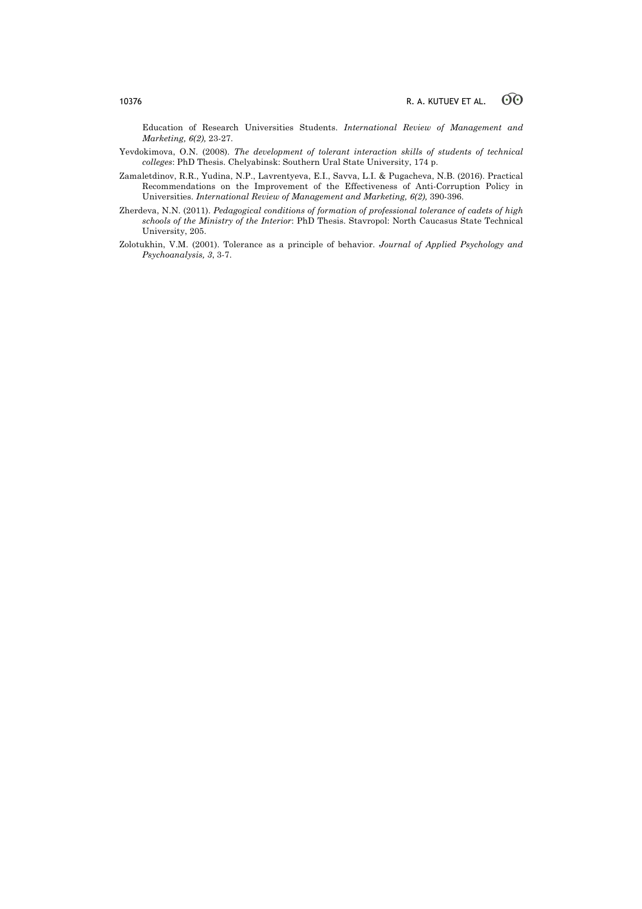Education of Research Universities Students. *International Review of Management and Marketing, 6(2),* 23-27.

Yevdokimova, O.N. (2008). *The development of tolerant interaction skills of students of technical colleges*: PhD Thesis. Chelyabinsk: Southern Ural State University, 174 p.

Zamaletdinov, R.R., Yudina, N.P., Lavrentyeva, E.I., Savva, L.I. & Pugacheva, N.B. (2016). Practical Recommendations on the Improvement of the Effectiveness of Anti-Corruption Policy in Universities. *International Review of Management and Marketing, 6(2),* 390-396.

Zherdeva, N.N. (2011). *Pedagogical conditions of formation of professional tolerance of cadets of high schools of the Ministry of the Interior*: PhD Thesis. Stavropol: North Caucasus State Technical University, 205.

Zolotukhin, V.M. (2001). Tolerance as a principle of behavior. *Journal of Applied Psychology and Psychoanalysis, 3*, 3-7.